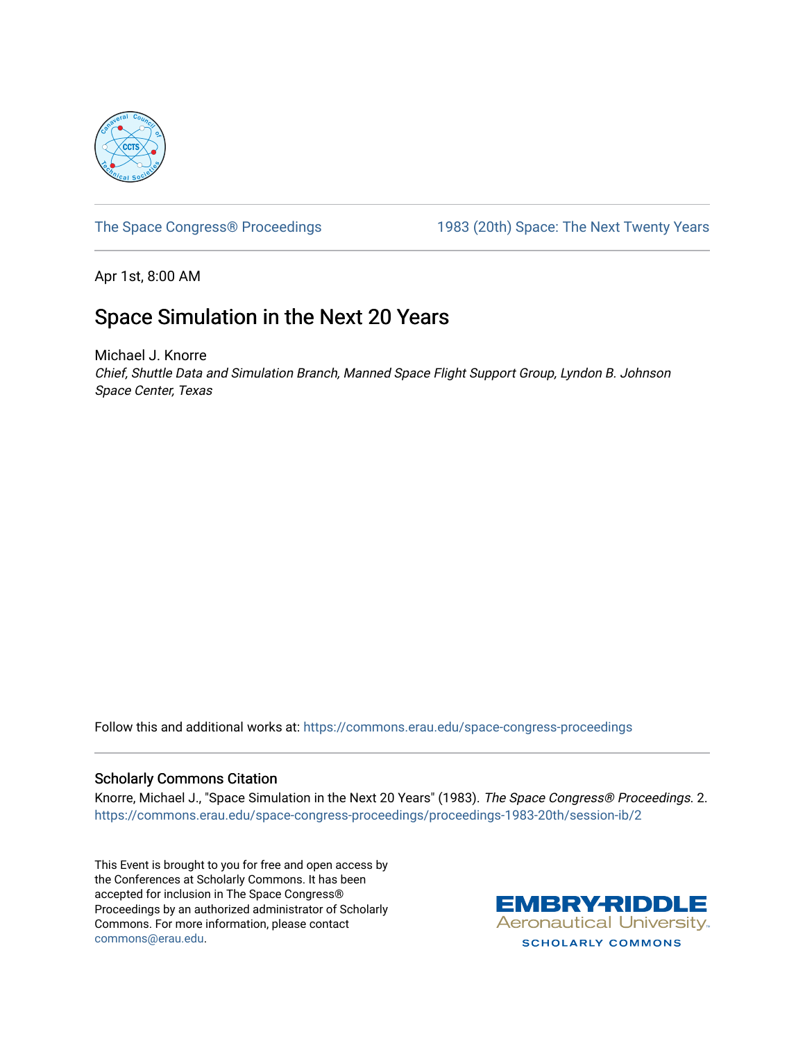The Space Congress® Proceedings | 1983 (20th) Space: The Next Twenty Years

Apr 1st, 8:00 AM

# Space Simulation in the Next 20 Years

Michael J. Knorre

*Chief, Shuttle Data and Simulation Branch, Manned Space Flight Support Group, Lyndon B. Johnson Space Center, Texas*

Follow this and additional works at: https://commons.erau.edu/space-congress-proceedings

## Scholarly Commons Citation

Knorre, Michael J., "Space Simulation in the Next 20 Years" (1983). *The Space Congress® Proceedings*. 2. https://commons.erau.edu/space-congress-proceedings/proceedings-1983-20th/session-ib/2

This Event is brought to you for free and open access by the Conferences at Scholarly Commons. It has been accepted for inclusion in The Space Congress® Proceedings by an authorized administrator of Scholarly Commons. For more information, please contact commons@erau.edu.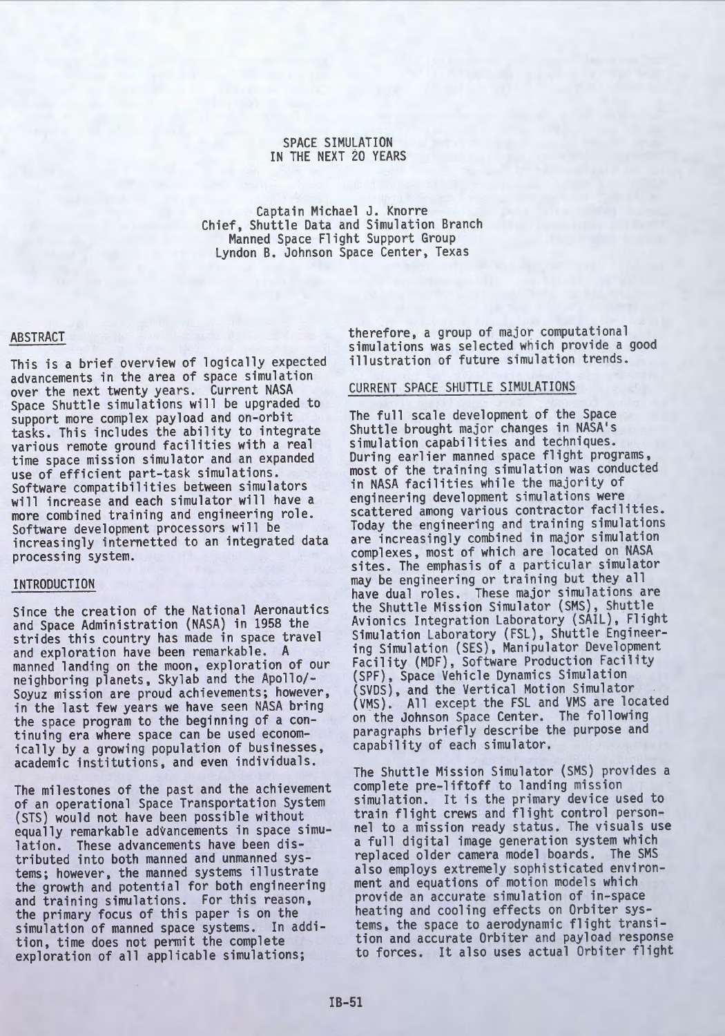# SPACE SIMULATION IN THE NEXT 20 YEARS

Captain Michael J. Knorre
Chief, Shuttle Data and Simulation Branch
Manned Space Flight Support Group
Lyndon B. Johnson Space Center, Texas

## ABSTRACT

This is a brief overview of logically expected advancements in the area of space simulation over the next twenty years. Current NASA Space Shuttle simulations will be upgraded to support more complex payload and on-orbit tasks. This includes the ability to integrate various remote ground facilities with a real time space mission simulator and an expanded use of efficient part-task simulations. Software compatibilities between simulators will increase and each simulator will have a more combined training and engineering role. Software development processors will be increasingly internetted to an integrated data processing system.

## INTRODUCTION

Since the creation of the National Aeronautics and Space Administration (NASA) in 1958 the strides this country has made in space travel and exploration have been remarkable. A manned landing on the moon, exploration of our neighboring planets, Skylab and the Apollo/-Soyuz mission are proud achievements; however, in the last few years we have seen NASA bring the space program to the beginning of a continuing era where space can be used economically by a growing population of businesses, academic institutions, and even individuals.

The milestones of the past and the achievement of an operational Space Transportation System (STS) would not have been possible without equally remarkable advancements in space simulation. These advancements have been distributed into both manned and unmanned systems; however, the manned systems illustrate the growth and potential for both engineering and training simulations. For this reason, the primary focus of this paper is on the simulation of manned space systems. In addition, time does not permit the complete exploration of all applicable simulations; therefore, a group of major computational simulations was selected which provide a good illustration of future simulation trends.

## CURRENT SPACE SHUTTLE SIMULATIONS

The full scale development of the Space Shuttle brought major changes in NASA's simulation capabilities and techniques. During earlier manned space flight programs, most of the training simulation was conducted in NASA facilities while the majority of engineering development simulations were scattered among various contractor facilities. Today the engineering and training simulations are increasingly combined in major simulation complexes, most of which are located on NASA sites. The emphasis of a particular simulator may be engineering or training but they all have dual roles. These major simulations are the Shuttle Mission Simulator (SMS), Shuttle Avionics Integration Laboratory (SAIL), Flight Simulation Laboratory (FSL), Shuttle Engineering Simulation (SES), Manipulator Development Facility (MDF), Software Production Facility (SPF), Space Vehicle Dynamics Simulation (SVDS), and the Vertical Motion Simulator (VMS). All except the FSL and VMS are located on the Johnson Space Center. The following paragraphs briefly describe the purpose and capability of each simulator.

The Shuttle Mission Simulator (SMS) provides a complete pre-liftoff to landing mission simulation. It is the primary device used to train flight crews and flight control personnel to a mission ready status. The visuals use a full digital image generation system which replaced older camera model boards. The SMS also employs extremely sophisticated environment and equations of motion models which provide an accurate simulation of in-space heating and cooling effects on Orbiter systems, the space to aerodynamic flight transition and accurate Orbiter and payload response to forces. It also uses actual Orbiter flight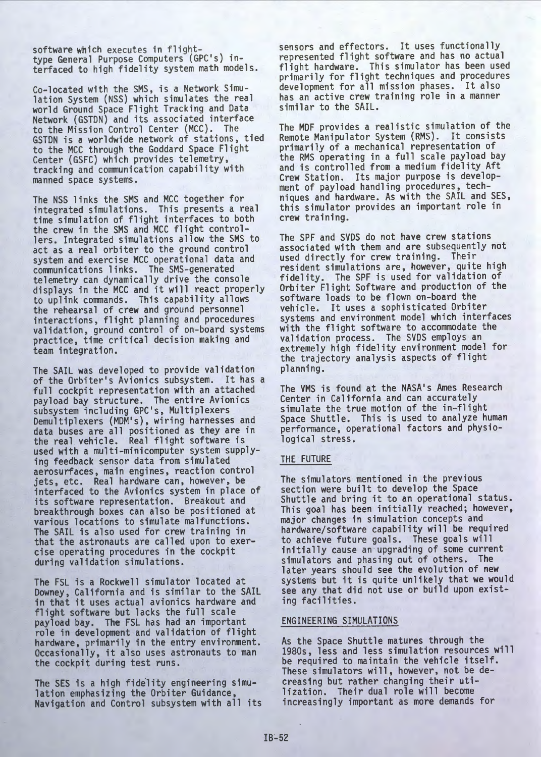software which executes in flight-type General Purpose Computers (GPC's) interfaced to high fidelity system math models.

Co-located with the SMS, is a Network Simulation System (NSS) which simulates the real world Ground Space Flight Tracking and Data Network (GSTDN) and its associated interface to the Mission Control Center (MCC). The GSTDN is a worldwide network of stations, tied to the MCC through the Goddard Space Flight Center (GSFC) which provides telemetry, tracking and communication capability with manned space systems.

The NSS links the SMS and MCC together for integrated simulations. This presents a real time simulation of flight interfaces to both the crew in the SMS and MCC flight controllers. Integrated simulations allow the SMS to act as a real orbiter to the ground control system and exercise MCC operational data and communications links. The SMS-generated telemetry can dynamically drive the console displays in the MCC and it will react properly to uplink commands. This capability allows the rehearsal of crew and ground personnel interactions, flight planning and procedures validation, ground control of on-board systems practice, time critical decision making and team integration.

The SAIL was developed to provide validation of the Orbiter's Avionics subsystem. It has a full cockpit representation with an attached payload bay structure. The entire Avionics subsystem including GPC's, Multiplexers Demultiplexers (MDM's), wiring harnesses and data buses are all positioned as they are in the real vehicle. Real flight software is used with a multi-minicomputer system supplying feedback sensor data from simulated aerosurfaces, main engines, reaction control jets, etc. Real hardware can, however, be interfaced to the Avionics system in place of its software representation. Breakout and breakthrough boxes can also be positioned at various locations to simulate malfunctions. The SAIL is also used for crew training in that the astronauts are called upon to exercise operating procedures in the cockpit during validation simulations.

The FSL is a Rockwell simulator located at Downey, California and is similar to the SAIL in that it uses actual avionics hardware and flight software but lacks the full scale payload bay. The FSL has had an important role in development and validation of flight hardware, primarily in the entry environment. Occasionally, it also uses astronauts to man the cockpit during test runs.

The SES is a high fidelity engineering simulation emphasizing the Orbiter Guidance, Navigation and Control subsystem with all its sensors and effectors. It uses functionally represented flight software and has no actual flight hardware. This simulator has been used primarily for flight techniques and procedures development for all mission phases. It also has an active crew training role in a manner similar to the SAIL.

The MDF provides a realistic simulation of the Remote Manipulator System (RMS). It consists primarily of a mechanical representation of the RMS operating in a full scale payload bay and is controlled from a medium fidelity Aft Crew Station. Its major purpose is development of payload handling procedures, techniques and hardware. As with the SAIL and SES, this simulator provides an important role in crew training.

The SPF and SVDS do not have crew stations associated with them and are subsequently not used directly for crew training. Their resident simulations are, however, quite high fidelity. The SPF is used for validation of Orbiter Flight Software and production of the software loads to be flown on-board the vehicle. It uses a sophisticated Orbiter systems and environment model which interfaces with the flight software to accommodate the validation process. The SVDS employs an extremely high fidelity environment model for the trajectory analysis aspects of flight planning.

The VMS is found at the NASA's Ames Research Center in California and can accurately simulate the true motion of the in-flight Space Shuttle. This is used to analyze human performance, operational factors and physiological stress.

## THE FUTURE

The simulators mentioned in the previous section were built to develop the Space Shuttle and bring it to an operational status. This goal has been initially reached; however, major changes in simulation concepts and hardware/software capability will be required to achieve future goals. These goals will initially cause an upgrading of some current simulators and phasing out of others. The later years should see the evolution of new systems but it is quite unlikely that we would see any that did not use or build upon existing facilities.

## ENGINEERING SIMULATIONS

As the Space Shuttle matures through the 1980s, less and less simulation resources will be required to maintain the vehicle itself. These simulators will, however, not be decreasing but rather changing their utilization. Their dual role will become increasingly important as more demands for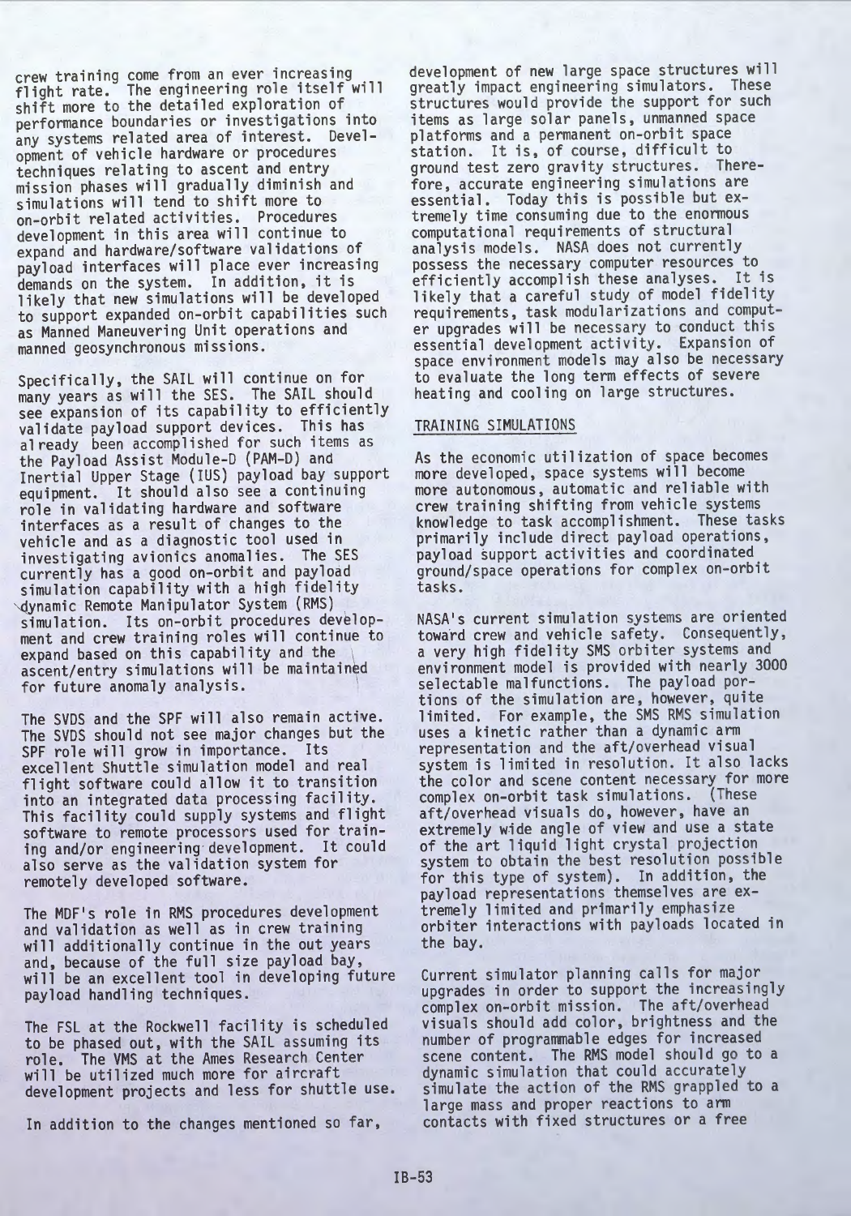crew training come from an ever increasing flight rate. The engineering role itself will shift more to the detailed exploration of performance boundaries or investigations into any systems related area of interest. Development of vehicle hardware or procedures techniques relating to ascent and entry mission phases will gradually diminish and simulations will tend to shift more to on-orbit related activities. Procedures development in this area will continue to expand and hardware/software validations of payload interfaces will place ever increasing demands on the system. In addition, it is likely that new simulations will be developed to support expanded on-orbit capabilities such as Manned Maneuvering Unit operations and manned geosynchronous missions.

Specifically, the SAIL will continue on for many years as will the SES. The SAIL should see expansion of its capability to efficiently validate payload support devices. This has already been accomplished for such items as the Payload Assist Module-D (PAM-D) and Inertial Upper Stage (IUS) payload bay support equipment. It should also see a continuing role in validating hardware and software interfaces as a result of changes to the vehicle and as a diagnostic tool used in investigating avionics anomalies. The SES currently has a good on-orbit and payload simulation capability with a high fidelity dynamic Remote Manipulator System (RMS) simulation. Its on-orbit procedures development and crew training roles will continue to expand based on this capability and the ascent/entry simulations will be maintained for future anomaly analysis.

The SVDS and the SPF will also remain active. The SVDS should not see major changes but the SPF role will grow in importance. Its excellent Shuttle simulation model and real flight software could allow it to transition into an integrated data processing facility. This facility could supply systems and flight software to remote processors used for training and/or engineering development. It could also serve as the validation system for remotely developed software.

The MDF's role in RMS procedures development and validation as well as in crew training will additionally continue in the out years and, because of the full size payload bay, will be an excellent tool in developing future payload handling techniques.

The FSL at the Rockwell facility is scheduled to be phased out, with the SAIL assuming its role. The VMS at the Ames Research Center will be utilized much more for aircraft development projects and less for shuttle use.

In addition to the changes mentioned so far, development of new large space structures will greatly impact engineering simulators. These structures would provide the support for such items as large solar panels, unmanned space platforms and a permanent on-orbit space station. It is, of course, difficult to ground test zero gravity structures. Therefore, accurate engineering simulations are essential. Today this is possible but extremely time consuming due to the enormous computational requirements of structural analysis models. NASA does not currently possess the necessary computer resources to efficiently accomplish these analyses. It is likely that a careful study of model fidelity requirements, task modularizations and computer upgrades will be necessary to conduct this essential development activity. Expansion of space environment models may also be necessary to evaluate the long term effects of severe heating and cooling on large structures.

## TRAINING SIMULATIONS

As the economic utilization of space becomes more developed, space systems will become more autonomous, automatic and reliable with crew training shifting from vehicle systems knowledge to task accomplishment. These tasks primarily include direct payload operations, payload support activities and coordinated ground/space operations for complex on-orbit tasks.

NASA's current simulation systems are oriented toward crew and vehicle safety. Consequently, a very high fidelity SMS orbiter systems and environment model is provided with nearly 3000 selectable malfunctions. The payload portions of the simulation are, however, quite limited. For example, the SMS RMS simulation uses a kinetic rather than a dynamic arm representation and the aft/overhead visual system is limited in resolution. It also lacks the color and scene content necessary for more complex on-orbit task simulations. (These aft/overhead visuals do, however, have an extremely wide angle of view and use a state of the art liquid light crystal projection system to obtain the best resolution possible for this type of system). In addition, the payload representations themselves are extremely limited and primarily emphasize orbiter interactions with payloads located in the bay.

Current simulator planning calls for major upgrades in order to support the increasingly complex on-orbit mission. The aft/overhead visuals should add color, brightness and the number of programmable edges for increased scene content. The RMS model should go to a dynamic simulation that could accurately simulate the action of the RMS grappled to a large mass and proper reactions to arm contacts with fixed structures or a free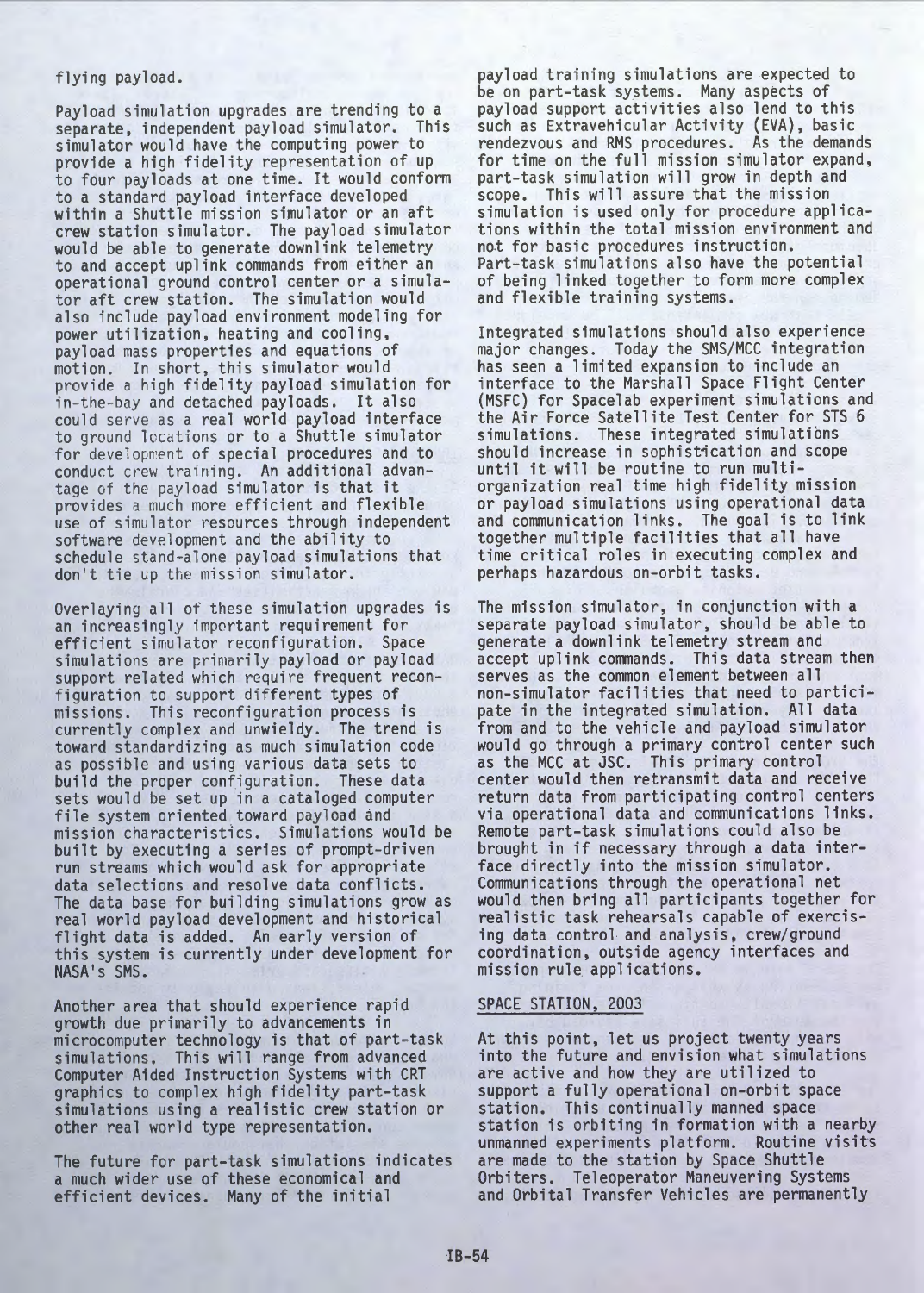flying payload.

Payload simulation upgrades are trending to a separate, independent payload simulator. This simulator would have the computing power to provide a high fidelity representation of up to four payloads at one time. It would conform to a standard payload interface developed within a Shuttle mission simulator or an aft crew station simulator. The payload simulator would be able to generate downlink telemetry to and accept uplink commands from either an operational ground control center or a simulator aft crew station. The simulation would also include payload environment modeling for power utilization, heating and cooling, payload mass properties and equations of motion. In short, this simulator would provide a high fidelity payload simulation for in-the-bay and detached payloads. It also could serve as a real world payload interface to ground locations or to a Shuttle simulator for development of special procedures and to conduct crew training. An additional advantage of the payload simulator is that it provides a much more efficient and flexible use of simulator resources through independent software development and the ability to schedule stand-alone payload simulations that don't tie up the mission simulator.

Overlaying all of these simulation upgrades is an increasingly important requirement for efficient simulator reconfiguration. Space simulations are primarily payload or payload support related which require frequent reconfiguration to support different types of missions. This reconfiguration process is currently complex and unwieldy. The trend is toward standardizing as much simulation code as possible and using various data sets to build the proper configuration. These data sets would be set up in a cataloged computer file system oriented toward payload and mission characteristics. Simulations would be built by executing a series of prompt-driven run streams which would ask for appropriate data selections and resolve data conflicts. The data base for building simulations grow as real world payload development and historical flight data is added. An early version of this system is currently under development for NASA's SMS.

Another area that should experience rapid growth due primarily to advancements in microcomputer technology is that of part-task simulations. This will range from advanced Computer Aided Instruction Systems with CRT graphics to complex high fidelity part-task simulations using a realistic crew station or other real world type representation.

The future for part-task simulations indicates a much wider use of these economical and efficient devices. Many of the initial payload training simulations are expected to be on part-task systems. Many aspects of payload support activities also lend to this such as Extravehicular Activity (EVA), basic rendezvous and RMS procedures. As the demands for time on the full mission simulator expand, part-task simulation will grow in depth and scope. This will assure that the mission simulation is used only for procedure applications within the total mission environment and not for basic procedures instruction. Part-task simulations also have the potential of being linked together to form more complex and flexible training systems.

Integrated simulations should also experience major changes. Today the SMS/MCC integration has seen a limited expansion to include an interface to the Marshall Space Flight Center (MSFC) for Spacelab experiment simulations and the Air Force Satellite Test Center for STS 6 simulations. These integrated simulations should increase in sophistication and scope until it will be routine to run multi-organization real time high fidelity mission or payload simulations using operational data and communication links. The goal is to link together multiple facilities that all have time critical roles in executing complex and perhaps hazardous on-orbit tasks.

The mission simulator, in conjunction with a separate payload simulator, should be able to generate a downlink telemetry stream and accept uplink commands. This data stream then serves as the common element between all non-simulator facilities that need to participate in the integrated simulation. All data from and to the vehicle and payload simulator would go through a primary control center such as the MCC at JSC. This primary control center would then retransmit data and receive return data from participating control centers via operational data and communications links. Remote part-task simulations could also be brought in if necessary through a data interface directly into the mission simulator. Communications through the operational net would then bring all participants together for realistic task rehearsals capable of exercising data control and analysis, crew/ground coordination, outside agency interfaces and mission rule applications.

## SPACE STATION, 2003

At this point, let us project twenty years into the future and envision what simulations are active and how they are utilized to support a fully operational on-orbit space station. This continually manned space station is orbiting in formation with a nearby unmanned experiments platform. Routine visits are made to the station by Space Shuttle Orbiters. Teleoperator Maneuvering Systems and Orbital Transfer Vehicles are permanently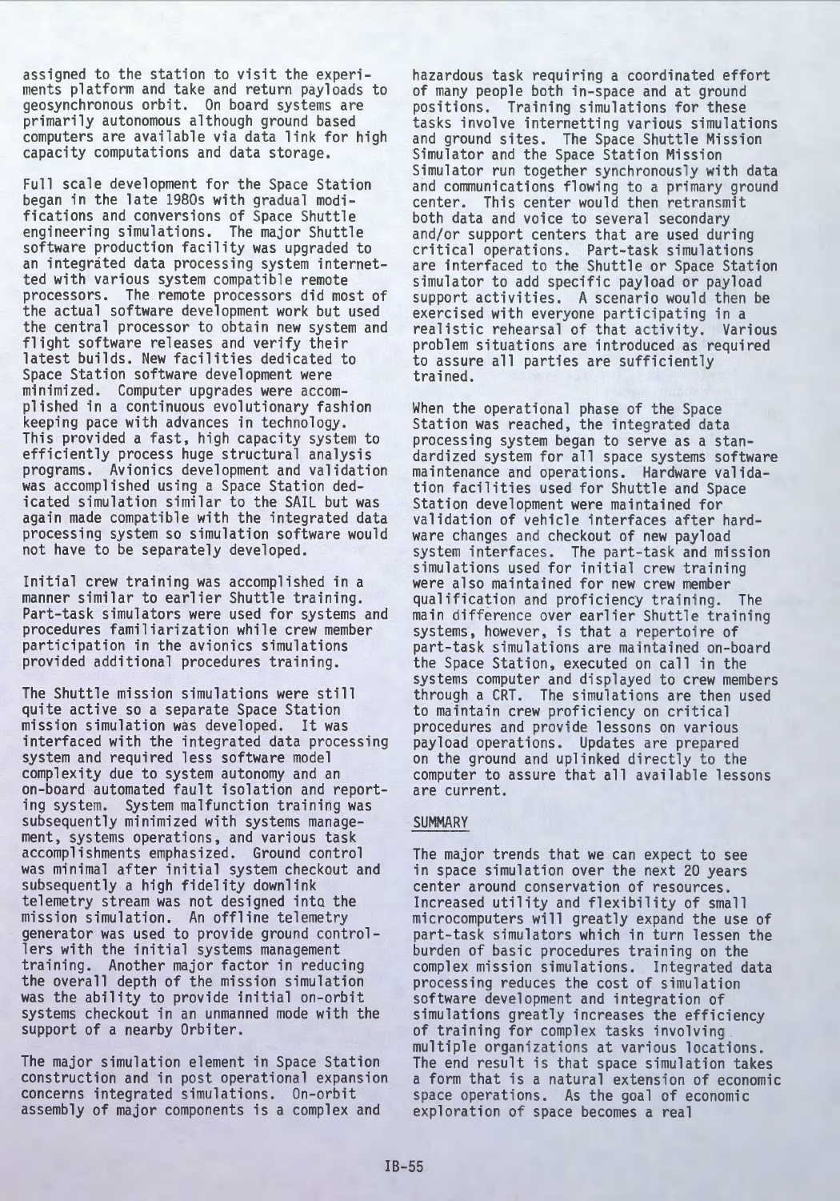assigned to the station to visit the experiments platform and take and return payloads to geosynchronous orbit. On board systems are primarily autonomous although ground based computers are available via data link for high capacity computations and data storage.

Full scale development for the Space Station began in the late 1980s with gradual modifications and conversions of Space Shuttle engineering simulations. The major Shuttle software production facility was upgraded to an integrated data processing system internetted with various system compatible remote processors. The remote processors did most of the actual software development work but used the central processor to obtain new system and flight software releases and verify their latest builds. New facilities dedicated to Space Station software development were minimized. Computer upgrades were accomplished in a continuous evolutionary fashion keeping pace with advances in technology. This provided a fast, high capacity system to efficiently process huge structural analysis programs. Avionics development and validation was accomplished using a Space Station dedicated simulation similar to the SAIL but was again made compatible with the integrated data processing system so simulation software would not have to be separately developed.

Initial crew training was accomplished in a manner similar to earlier Shuttle training. Part-task simulators were used for systems and procedures familiarization while crew member participation in the avionics simulations provided additional procedures training.

The Shuttle mission simulations were still quite active so a separate Space Station mission simulation was developed. It was interfaced with the integrated data processing system and required less software model complexity due to system autonomy and an on-board automated fault isolation and reporting system. System malfunction training was subsequently minimized with systems management, systems operations, and various task accomplishments emphasized. Ground control was minimal after initial system checkout and subsequently a high fidelity downlink telemetry stream was not designed into the mission simulation. An offline telemetry generator was used to provide ground controllers with the initial systems management training. Another major factor in reducing the overall depth of the mission simulation was the ability to provide initial on-orbit systems checkout in an unmanned mode with the support of a nearby Orbiter.

The major simulation element in Space Station construction and in post operational expansion concerns integrated simulations. On-orbit assembly of major components is a complex and hazardous task requiring a coordinated effort of many people both in-space and at ground positions. Training simulations for these tasks involve internetting various simulations and ground sites. The Space Shuttle Mission Simulator and the Space Station Mission Simulator run together synchronously with data and communications flowing to a primary ground center. This center would then retransmit both data and voice to several secondary and/or support centers that are used during critical operations. Part-task simulations are interfaced to the Shuttle or Space Station simulator to add specific payload or payload support activities. A scenario would then be exercised with everyone participating in a realistic rehearsal of that activity. Various problem situations are introduced as required to assure all parties are sufficiently trained.

When the operational phase of the Space Station was reached, the integrated data processing system began to serve as a standardized system for all space systems software maintenance and operations. Hardware validation facilities used for Shuttle and Space Station development were maintained for validation of vehicle interfaces after hardware changes and checkout of new payload system interfaces. The part-task and mission simulations used for initial crew training were also maintained for new crew member qualification and proficiency training. The main difference over earlier Shuttle training systems, however, is that a repertoire of part-task simulations are maintained on-board the Space Station, executed on call in the systems computer and displayed to crew members through a CRT. The simulations are then used to maintain crew proficiency on critical procedures and provide lessons on various payload operations. Updates are prepared on the ground and uplinked directly to the computer to assure that all available lessons are current.

## SUMMARY

The major trends that we can expect to see in space simulation over the next 20 years center around conservation of resources. Increased utility and flexibility of small microcomputers will greatly expand the use of part-task simulators which in turn lessen the burden of basic procedures training on the complex mission simulations. Integrated data processing reduces the cost of simulation software development and integration of simulations greatly increases the efficiency of training for complex tasks involving multiple organizations at various locations. The end result is that space simulation takes a form that is a natural extension of economic space operations. As the goal of economic exploration of space becomes a real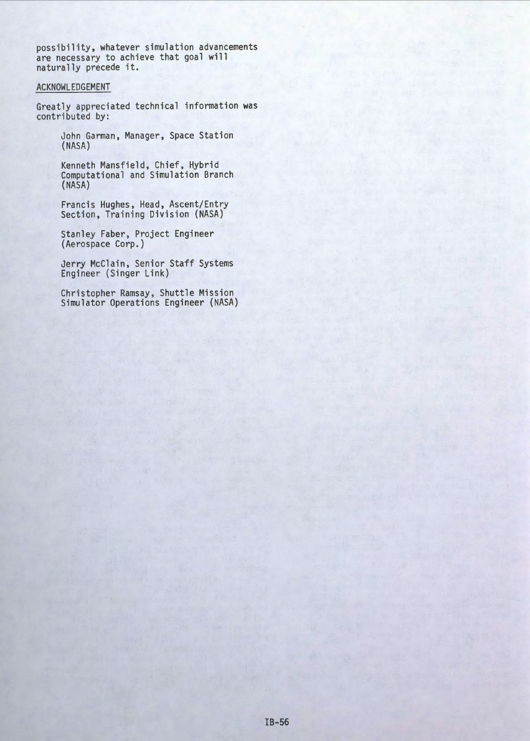possibility, whatever simulation advancements are necessary to achieve that goal will naturally precede it.

## ACKNOWLEDGEMENT

Greatly appreciated technical information was contributed by:

John Garman, Manager, Space Station (NASA)

Kenneth Mansfield, Chief, Hybrid Computational and Simulation Branch (NASA)

Francis Hughes, Head, Ascent/Entry Section, Training Division (NASA)

Stanley Faber, Project Engineer (Aerospace Corp.)

Jerry McClain, Senior Staff Systems Engineer (Singer Link)

Christopher Ramsay, Shuttle Mission Simulator Operations Engineer (NASA)